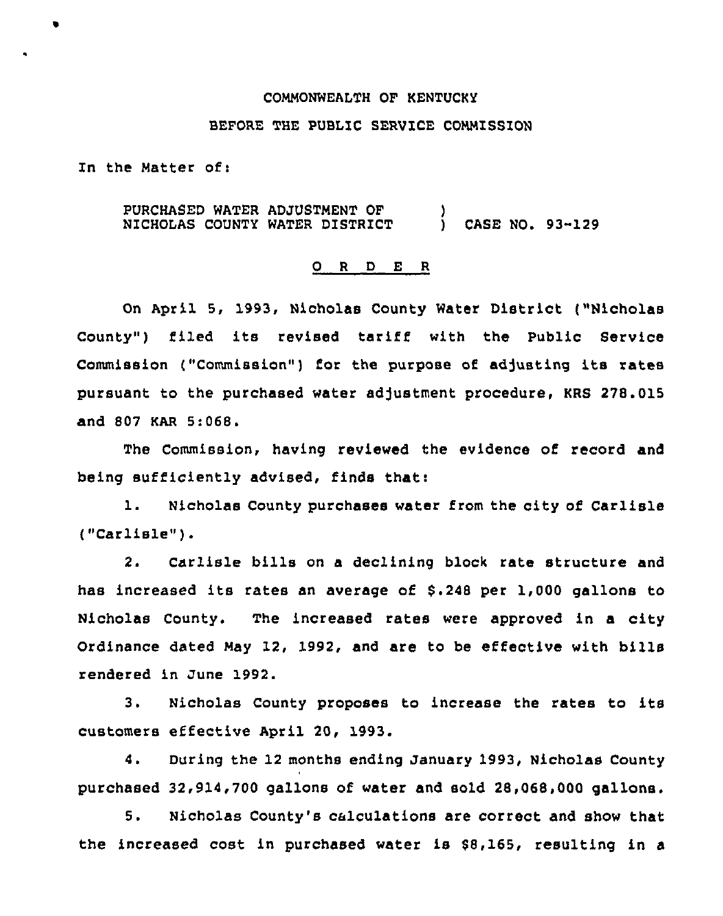COMMONWEALTH OF KENTUCKY

BEFORE THE PUBLIC SERVICE COMMISSION

In the Matter of:

PURCHASED WATER ADJUSTMENT OF NICHOLAS COUNTY WATER DISTRICT ) CASE NO. 93-129

O R D E R

On April 5, 1993, Nicholas County Water District ("Nicholas County") filed its revised tariff with the Public Service Commission ("Commission") for the purpose of adjusting its rates pursuant to the purchased water adjustment procedure, KRS 278.015 and 807 KAR 5:068.

The Commission, having reviewed the evidence of record and being sufficiently advised, finds that:

1. Nicholas County purchases water from the city of Carlisle ("Carlisle").

2. Carlisle bills on a declining block rate structure and has increased its rates an average of $.248 per 1,000 gallons to Nicholas County. The increased rates were approved in a city Ordinance dated May 12, 1992, and are to be effective with bills rendered in June 1992.

3. Nicholas County proposes to increase the rates to its customers effective April 20, 1993.

4. During the 12 months ending January 1993, Nicholas County purchased 32,914,700 gallons of water and sold 28,068,000 gallons.

5. Nicholas County's calculations are correct and show that the increased cost in purchased water is $8,165, resulting in a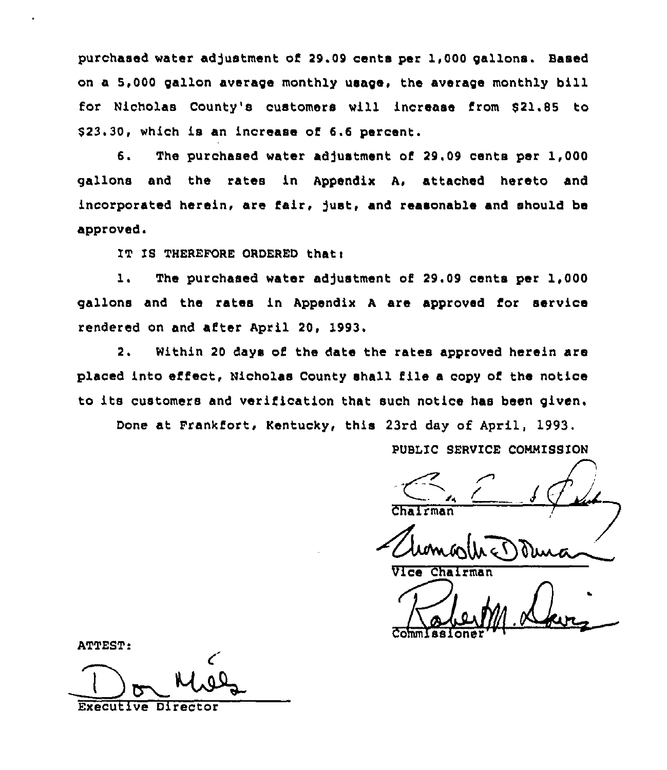purchased water adjustment of 29.09 cents per 1,000 gallons. Based on a 5,000 gallon average monthly usage, the average monthly bill for Nicholas County's customers will increase from $21.85 to $23.30, which is an increase of 6.6 percent.

6. The purchased water adjustment of 29.09 cents per 1,000 gallons and the rates in Appendix A, attached hereto and incorporated herein, are fair, just, and reasonable and should be approved.

IT IS THEREFORE ORDERED that:

1. The purchased water adjustment of 29.09 cents per 1,000 gallons and the rates in Appendix A are approved for service rendered on and after April 20, 1993.

2. Within 20 days of the date the rates approved herein are placed into effect, Nicholas County shall file a copy of the notice to its customers and verification that such notice has been given.

Done at Frankfort, Kentucky, this 23rd day of April, 1993.

PUBLIC SERVICE COMMISSION

Chairman

Vice Chairman

Commissioner

ATTEST:

Executive Director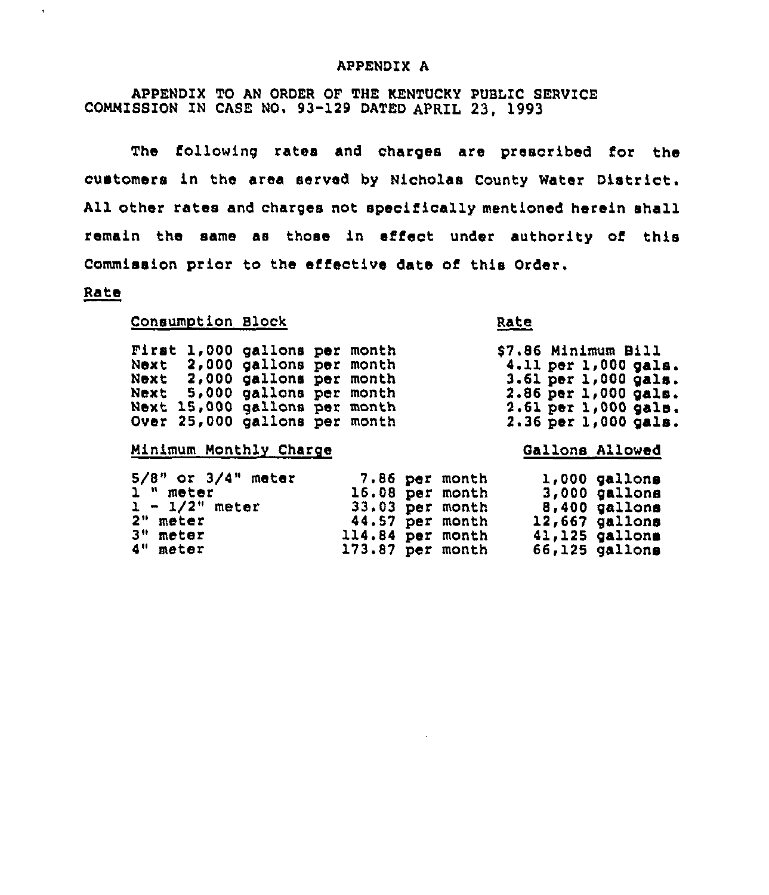# APPENDIX A

APPENDIX TO AN ORDER OF THE KENTUCKY PUBLIC SERVICE COMMISSION IN CASE NO. 93-129 DATED APRIL 23, 1993

The following rates and charges are prescribed for the customers in the area served by Nicholas County Water District. All other rates and charges not specifically mentioned herein shall remain the same as those in effect under authority of this Commission prior to the effective date of this Order.

**Rate**

| Consumption Block | Rate |
|---|---|
| First 1,000 gallons per month | $7.86 Minimum Bill |
| Next 2,000 gallons per month | 4.11 per 1,000 gals. |
| Next 2,000 gallons per month | 3.61 per 1,000 gals. |
| Next 5,000 gallons per month | 2.86 per 1,000 gals. |
| Next 15,000 gallons per month | 2.61 per 1,000 gals. |
| Over 25,000 gallons per month | 2.36 per 1,000 gals. |

| Minimum Monthly Charge | | Gallons Allowed |
|---|---|---|
| 5/8" or 3/4" meter | 7.86 per month | 1,000 gallons |
| 1 " meter | 16.08 per month | 3,000 gallons |
| 1 - 1/2" meter | 33.03 per month | 8,400 gallons |
| 2" meter | 44.57 per month | 12,667 gallons |
| 3" meter | 114.84 per month | 41,125 gallons |
| 4" meter | 173.87 per month | 66,125 gallons |